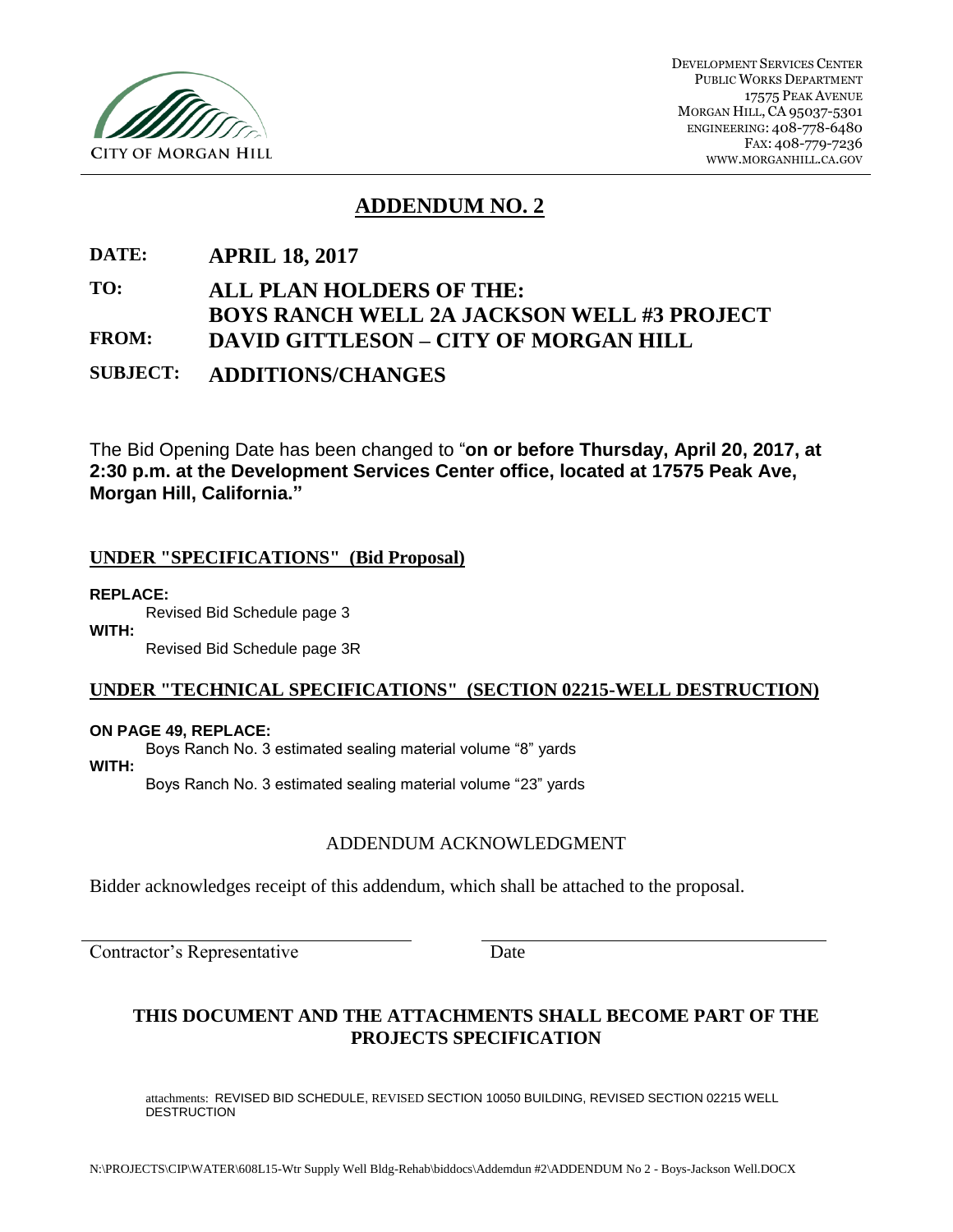CITY OF MORGAN HILL

DEVELOPMENT SERVICES CENTER
PUBLIC WORKS DEPARTMENT
17575 PEAK AVENUE
MORGAN HILL, CA 95037-5301
ENGINEERING: 408-778-6480
FAX: 408-779-7236
WWW.MORGANHILL.CA.GOV

# ADDENDUM NO. 2

**DATE:** **APRIL 18, 2017**

**TO:** **ALL PLAN HOLDERS OF THE: BOYS RANCH WELL 2A JACKSON WELL #3 PROJECT**

**FROM:** **DAVID GITTLESON – CITY OF MORGAN HILL**

**SUBJECT:** **ADDITIONS/CHANGES**

The Bid Opening Date has been changed to "**on or before Thursday, April 20, 2017, at 2:30 p.m. at the Development Services Center office, located at 17575 Peak Ave, Morgan Hill, California."**

## UNDER "SPECIFICATIONS" (Bid Proposal)

**REPLACE:**
Revised Bid Schedule page 3

**WITH:**
Revised Bid Schedule page 3R

## UNDER "TECHNICAL SPECIFICATIONS" (SECTION 02215-WELL DESTRUCTION)

**ON PAGE 49, REPLACE:**
Boys Ranch No. 3 estimated sealing material volume "8" yards

**WITH:**
Boys Ranch No. 3 estimated sealing material volume "23" yards

ADDENDUM ACKNOWLEDGMENT

Bidder acknowledges receipt of this addendum, which shall be attached to the proposal.

Contractor's Representative ____________________ Date ____________________

**THIS DOCUMENT AND THE ATTACHMENTS SHALL BECOME PART OF THE PROJECTS SPECIFICATION**

attachments: REVISED BID SCHEDULE, REVISED SECTION 10050 BUILDING, REVISED SECTION 02215 WELL DESTRUCTION

N:\PROJECTS\CIP\WATER\608L15-Wtr Supply Well Bldg-Rehab\biddocs\Addemdun #2\ADDENDUM No 2 - Boys-Jackson Well.DOCX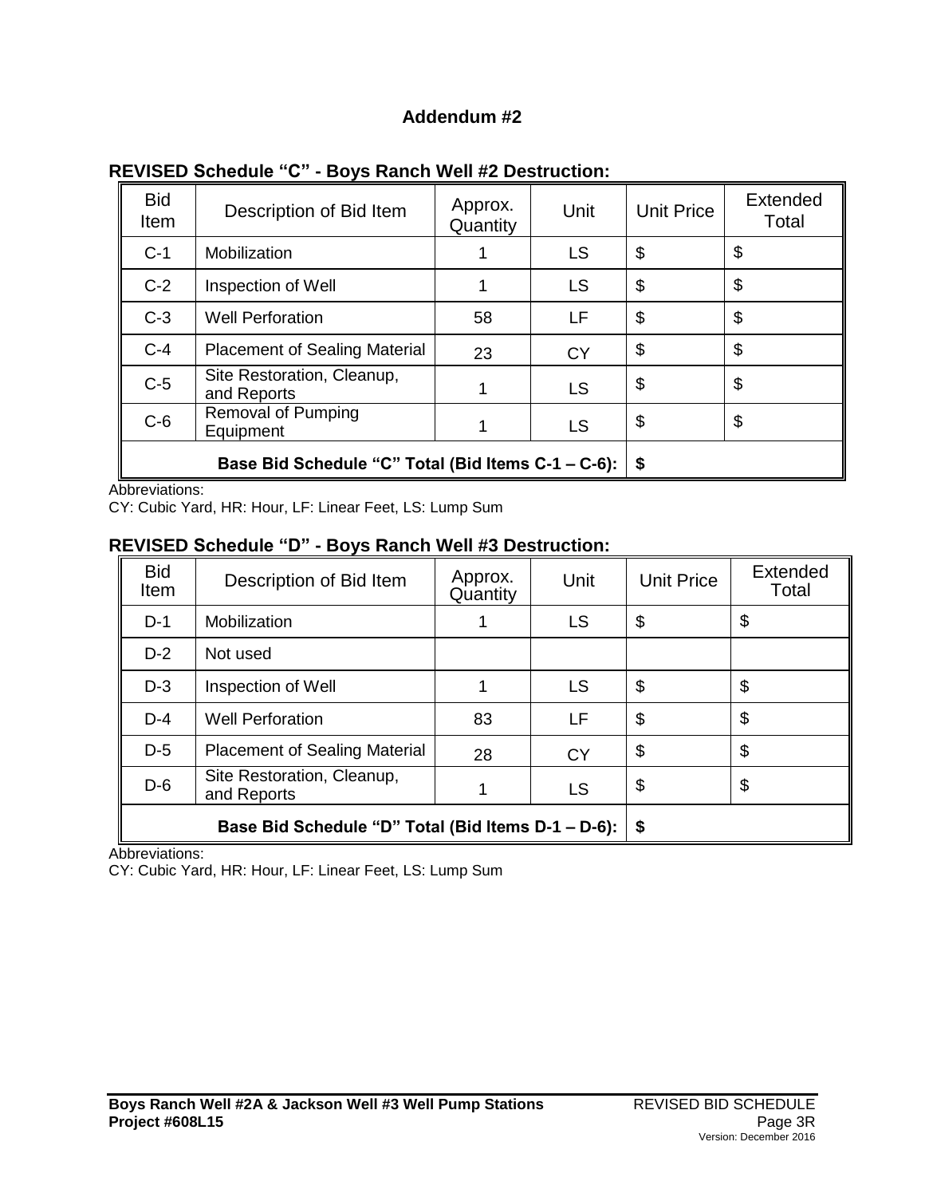**Addendum #2**

## REVISED Schedule "C" - Boys Ranch Well #2 Destruction:

| Bid Item | Description of Bid Item | Approx. Quantity | Unit | Unit Price | Extended Total |
|---|---|---|---|---|---|
| C-1 | Mobilization | 1 | LS | $ | $ |
| C-2 | Inspection of Well | 1 | LS | $ | $ |
| C-3 | Well Perforation | 58 | LF | $ | $ |
| C-4 | Placement of Sealing Material | 23 | CY | $ | $ |
| C-5 | Site Restoration, Cleanup, and Reports | 1 | LS | $ | $ |
| C-6 | Removal of Pumping Equipment | 1 | LS | $ | $ |
| **Base Bid Schedule "C" Total (Bid Items C-1 – C-6):** | | | | **$** | |

Abbreviations:
CY: Cubic Yard, HR: Hour, LF: Linear Feet, LS: Lump Sum

## REVISED Schedule "D" - Boys Ranch Well #3 Destruction:

| Bid Item | Description of Bid Item | Approx. Quantity | Unit | Unit Price | Extended Total |
|---|---|---|---|---|---|
| D-1 | Mobilization | 1 | LS | $ | $ |
| D-2 | Not used | | | | |
| D-3 | Inspection of Well | 1 | LS | $ | $ |
| D-4 | Well Perforation | 83 | LF | $ | $ |
| D-5 | Placement of Sealing Material | 28 | CY | $ | $ |
| D-6 | Site Restoration, Cleanup, and Reports | 1 | LS | $ | $ |
| **Base Bid Schedule "D" Total (Bid Items D-1 – D-6):** | | | | **$** | |

Abbreviations:
CY: Cubic Yard, HR: Hour, LF: Linear Feet, LS: Lump Sum